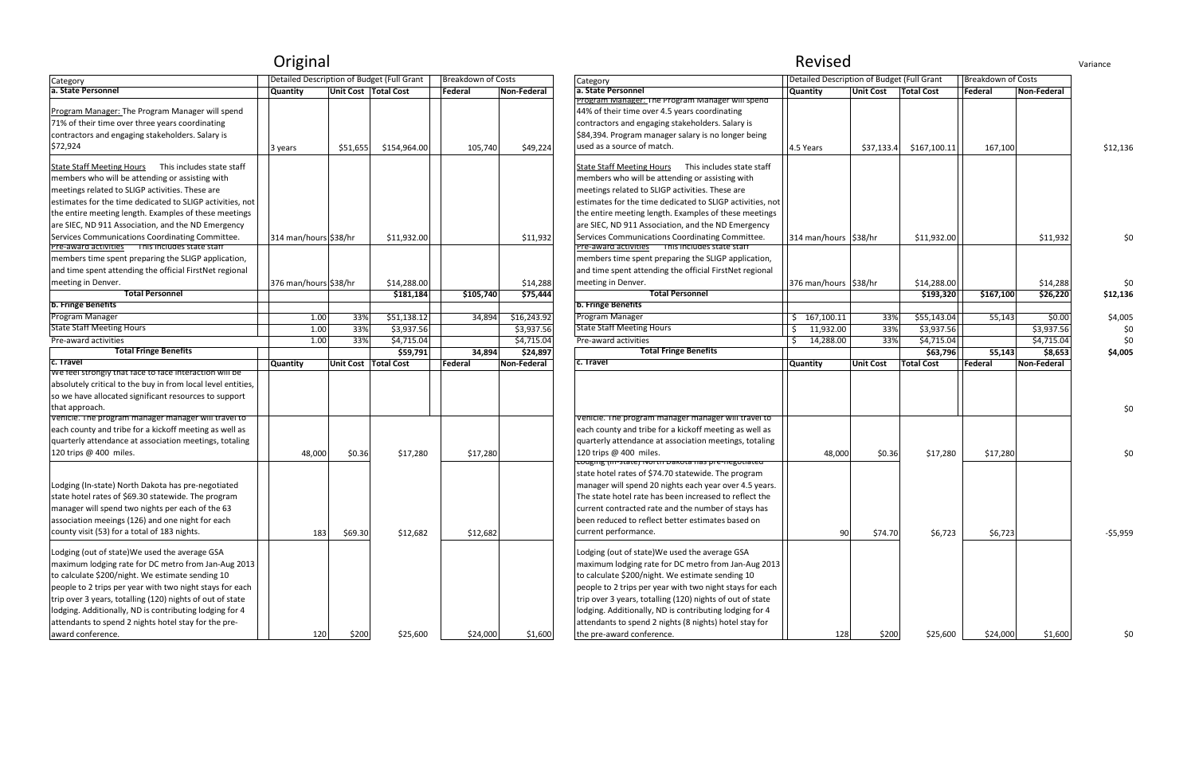# Original

| Category | Detailed Description of Budget (Full Grant | | | Breakdown of Costs | |
|---|---|---|---|---|---|
| **a. State Personnel** | **Quantity** | **Unit Cost** | **Total Cost** | **Federal** | **Non-Federal** |
| Program Manager: The Program Manager will spend 71% of their time over three years coordinating contractors and engaging stakeholders. Salary is $72,924 | 3 years | $51,655 | $154,964.00 | 105,740 | $49,224 |
| State Staff Meeting Hours This includes state staff members who will be attending or assisting with meetings related to SLIGP activities. These are estimates for the time dedicated to SLIGP activities, not the entire meeting length. Examples of these meetings are SIEC, ND 911 Association, and the ND Emergency Services Communications Coordinating Committee. | 314 man/hours | $38/hr | $11,932.00 | | $11,932 |
| Pre-award activities This includes state staff members time spent preparing the SLIGP application, and time spent attending the official FirstNet regional meeting in Denver. | 376 man/hours | $38/hr | $14,288.00 | | $14,288 |
| **Total Personnel** | | | **$181,184** | **$105,740** | **$75,444** |
| **b. Fringe Benefits** | | | | | |
| Program Manager | 1.00 | 33% | $51,138.12 | 34,894 | $16,243.92 |
| State Staff Meeting Hours | 1.00 | 33% | $3,937.56 | | $3,937.56 |
| Pre-award activities | 1.00 | 33% | $4,715.04 | | $4,715.04 |
| **Total Fringe Benefits** | | | **$59,791** | **34,894** | **$24,897** |
| **c. Travel** | **Quantity** | **Unit Cost** | **Total Cost** | **Federal** | **Non-Federal** |
| We feel strongly that face to face interaction will be absolutely critical to the buy in from local level entities, so we have allocated significant resources to support that approach. | | | | | |
| Vehicle: The program manager manager will travel to each county and tribe for a kickoff meeting as well as quarterly attendance at association meetings, totaling 120 trips @ 400 miles. | 48,000 | $0.36 | $17,280 | $17,280 | |
| Lodging (In-state) North Dakota has pre-negotiated state hotel rates of $69.30 statewide. The program manager will spend two nights per each of the 63 association meetings (126) and one night for each county visit (53) for a total of 183 nights. | 183 | $69.30 | $12,682 | $12,682 | |
| Lodging (out of state)We used the average GSA maximum lodging rate for DC metro from Jan-Aug 2013 to calculate $200/night. We estimate sending 10 people to 2 trips per year with two night stays for each trip over 3 years, totalling (120) nights of out of state lodging. Additionally, ND is contributing lodging for 4 attendants to spend 2 nights hotel stay for the pre-award conference. | 120 | $200 | $25,600 | $24,000 | $1,600 |

# Revised

| Category | Detailed Description of Budget (Full Grant | | | Breakdown of Costs | | Variance |
|---|---|---|---|---|---|---|
| **a. State Personnel** | **Quantity** | **Unit Cost** | **Total Cost** | **Federal** | **Non-Federal** | |
| Program Manager: The Program Manager will spend 44% of their time over 4.5 years coordinating contractors and engaging stakeholders. Salary is $84,394. Program manager salary is no longer being used as a source of match. | 4.5 Years | $37,133.4 | $167,100.11 | 167,100 | | $12,136 |
| State Staff Meeting Hours This includes state staff members who will be attending or assisting with meetings related to SLIGP activities. These are estimates for the time dedicated to SLIGP activities, not the entire meeting length. Examples of these meetings are SIEC, ND 911 Association, and the ND Emergency Services Communications Coordinating Committee. | 314 man/hours | $38/hr | $11,932.00 | | $11,932 | $0 |
| Pre-award activities This includes state staff members time spent preparing the SLIGP application, and time spent attending the official FirstNet regional meeting in Denver. | 376 man/hours | $38/hr | $14,288.00 | | $14,288 | $0 |
| **Total Personnel** | | | **$193,320** | **$167,100** | **$26,220** | **$12,136** |
| **b. Fringe Benefits** | | | | | | |
| Program Manager | $ 167,100.11 | 33% | $55,143.04 | 55,143 | $0.00 | $4,005 |
| State Staff Meeting Hours | $ 11,932.00 | 33% | $3,937.56 | | $3,937.56 | $0 |
| Pre-award activities | $ 14,288.00 | 33% | $4,715.04 | | $4,715.04 | $0 |
| **Total Fringe Benefits** | | | **$63,796** | **55,143** | **$8,653** | **$4,005** |
| **c. Travel** | **Quantity** | **Unit Cost** | **Total Cost** | **Federal** | **Non-Federal** | |
| | | | | | | $0 |
| Vehicle: The program manager manager will travel to each county and tribe for a kickoff meeting as well as quarterly attendance at association meetings, totaling 120 trips @ 400 miles. | 48,000 | $0.36 | $17,280 | $17,280 | | $0 |
| Lodging (In-state) North Dakota has pre-negotiated state hotel rates of $74.70 statewide. The program manager will spend 20 nights each year over 4.5 years. The state hotel rate has been increased to reflect the current contracted rate and the number of stays has been reduced to reflect better estimates based on current performance. | 90 | $74.70 | $6,723 | $6,723 | | -$5,959 |
| Lodging (out of state)We used the average GSA maximum lodging rate for DC metro from Jan-Aug 2013 to calculate $200/night. We estimate sending 10 people to 2 trips per year with two night stays for each trip over 3 years, totalling (120) nights of out of state lodging. Additionally, ND is contributing lodging for 4 attendants to spend 2 nights (8 nights) hotel stay for the pre-award conference. | 128 | $200 | $25,600 | $24,000 | $1,600 | $0 |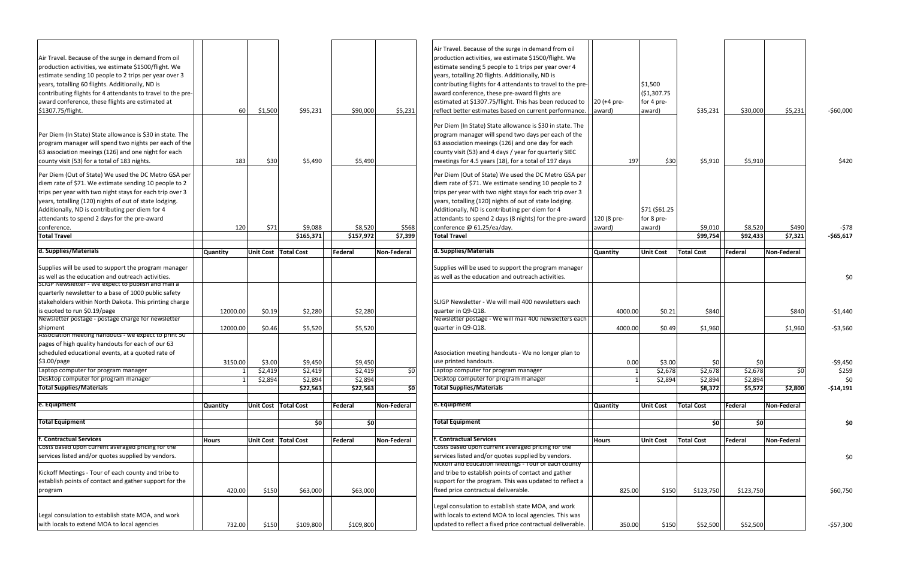| | | | | | | | | | | | | | |
|---|---|---|---|---|---|---|---|---|---|---|---|---|---|
| Air Travel. Because of the surge in demand from oil production activities, we estimate $1500/flight. We estimate sending 10 people to 2 trips per year over 3 years, totalling 60 flights. Additionally, ND is contributing flights for 4 attendants to travel to the pre-award conference, these pre-award flights are estimated at $1307.75/flight. | 60 | $1,500 | $95,231 | $90,000 | $5,231 | Air Travel. Because of the surge in demand from oil production activities, we estimate $1500/flight. We estimate sending 5 people to 1 trips per year over 4 years, totalling 20 flights. Additionally, ND is contributing flights for 4 attendants to travel to the pre-award conference, these pre-award flights are estimated at $1307.75/flight. This has been reduced to reflect better estimates based on current performance. | 20 (+4 pre-award) | $1,500 ($1,307.75 for 4 pre-award) | $35,231 | $30,000 | $5,231 | -$60,000 |
| Per Diem (In State) State allowance is $30 in state. The program manager will spend two nights per each of the 63 association meeings (126) and one night for each county visit (53) for a total of 183 nights. | 183 | $30 | $5,490 | $5,490 | | Per Diem (In State) State allowance is $30 in state. The program manager will spend two days per each of the 63 association meeings (126) and one day for each county visit (53) and 4 days / year for quarterly SIEC meetings for 4.5 years (18), for a total of 197 days | 197 | $30 | $5,910 | $5,910 | | $420 |
| Per Diem (Out of State) We used the DC Metro GSA per diem rate of $71. We estimate sending 10 people to 2 trips per year with two night stays for each trip over 3 years, totalling (120) nights of out of state lodging. Additionally, ND is contributing per diem for 4 attendants to spend 2 days for the pre-award conference. | 120 | $71 | $9,088 | $8,520 | $568 | Per Diem (Out of State) We used the DC Metro GSA per diem rate of $71. We estimate sending 10 people to 2 trips per year with two night stays for each trip over 3 years, totalling (120) nights of out of state lodging. Additionally, ND is contributing per diem for 4 attendants to spend 2 days (8 nights) for the pre-award conference @ 61.25/ea/day. | 120 (8 pre-award) | $71 ($61.25 for 8 pre-award) | $9,010 | $8,520 | $490 | -$78 |
| **Total Travel** | | | $165,371 | $157,972 | $7,399 | **Total Travel** | | | $99,754 | $92,433 | $7,321 | -$65,617 |
| **d. Supplies/Materials** | **Quantity** | **Unit Cost** | **Total Cost** | **Federal** | **Non-Federal** | **d. Supplies/Materials** | **Quantity** | **Unit Cost** | **Total Cost** | **Federal** | **Non-Federal** | |
| Supplies will be used to support the program manager as well as the education and outreach activities. | | | | | | Supplies will be used to support the program manager as well as the education and outreach activities. | | | | | | $0 |
| SLIGP Newsletter - We expect to publish and mail a quarterly newsletter to a base of 1000 public safety stakeholders within North Dakota. This printing charge is quoted to run $0.19/page | 12000.00 | $0.19 | $2,280 | $2,280 | | SLIGP Newsletter - We will mail 400 newsletters each quarter in Q9-Q18. | 4000.00 | $0.21 | $840 | | $840 | -$1,440 |
| Newsletter postage - postage charge for newsletter shipment | 12000.00 | $0.46 | $5,520 | $5,520 | | Newsletter postage - We will mail 400 newsletters each quarter in Q9-Q18. | 4000.00 | $0.49 | $1,960 | | $1,960 | -$3,560 |
| Association meeting handouts - we expect to print 50 pages of high quality handouts for each of our 63 scheduled educational events, at a quoted rate of $3.00/page | 3150.00 | $3.00 | $9,450 | $9,450 | | Association meeting handouts - We no longer plan to use printed handouts. | 0.00 | $3.00 | $0 | $0 | | -$9,450 |
| Laptop computer for program manager | 1 | $2,419 | $2,419 | $2,419 | $0 | Laptop computer for program manager | 1 | $2,678 | $2,678 | $2,678 | $0 | $259 |
| Desktop computer for program manager | 1 | $2,894 | $2,894 | $2,894 | | Desktop computer for program manager | 1 | $2,894 | $2,894 | $2,894 | | $0 |
| **Total Supplies/Materials** | | | $22,563 | $22,563 | $0 | **Total Supplies/Materials** | | | $8,372 | $5,572 | $2,800 | -$14,191 |
| **e. Equipment** | **Quantity** | **Unit Cost** | **Total Cost** | **Federal** | **Non-Federal** | **e. Equipment** | **Quantity** | **Unit Cost** | **Total Cost** | **Federal** | **Non-Federal** | |
| **Total Equipment** | | | $0 | $0 | | **Total Equipment** | | | $0 | $0 | | **$0** |
| **f. Contractual Services** | **Hours** | **Unit Cost** | **Total Cost** | **Federal** | **Non-Federal** | **f. Contractual Services** | **Hours** | **Unit Cost** | **Total Cost** | **Federal** | **Non-Federal** | |
| Costs based upon current averaged pricing for the services listed and/or quotes supplied by vendors. | | | | | | Costs based upon current averaged pricing for the services listed and/or quotes supplied by vendors. | | | | | | $0 |
| Kickoff Meetings - Tour of each county and tribe to establish points of contact and gather support for the program | 420.00 | $150 | $63,000 | $63,000 | | Kickoff and Education Meetings - Tour of each county and tribe to establish points of contact and gather support for the program. This was updated to reflect a fixed price contractual deliverable. | 825.00 | $150 | $123,750 | $123,750 | | $60,750 |
| Legal consulation to establish state MOA, and work with locals to extend MOA to local agencies | 732.00 | $150 | $109,800 | $109,800 | | Legal consulation to establish state MOA, and work with locals to extend MOA to local agencies. This was updated to reflect a fixed price contractual deliverable. | 350.00 | $150 | $52,500 | $52,500 | | -$57,300 |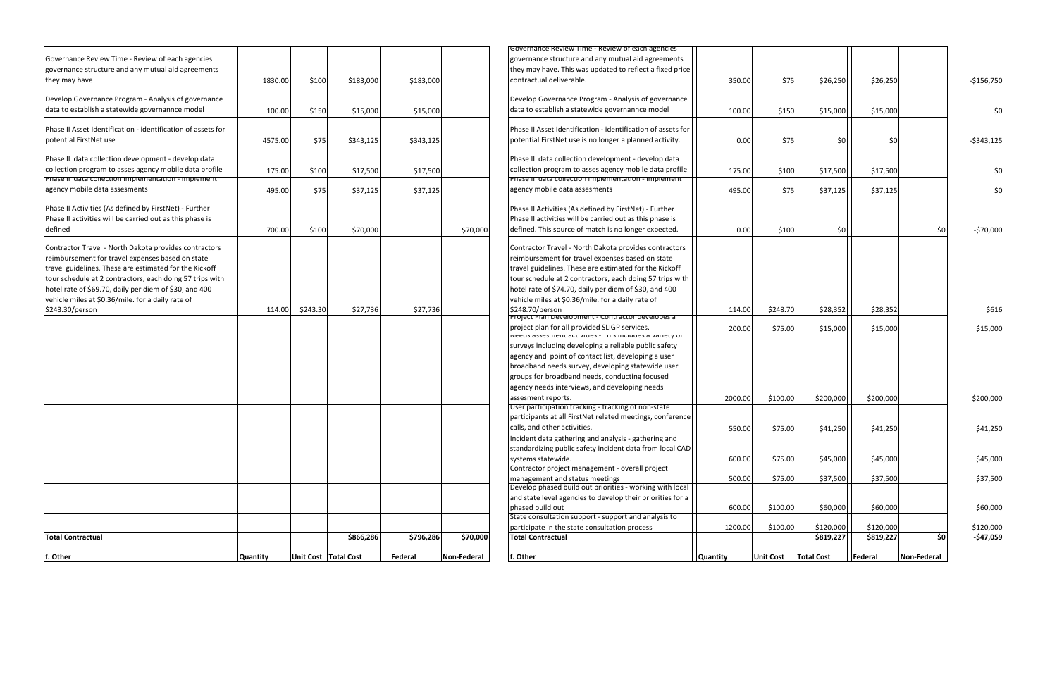| Description | Quantity | Unit Cost | Total Cost | Federal | Non-Federal | Description | Quantity | Unit Cost | Total Cost | Federal | Non-Federal | Difference |
|---|---|---|---|---|---|---|---|---|---|---|---|---|
| Governance Review Time - Review of each agencies governance structure and any mutual aid agreements they may have | 1830.00 | $100 | $183,000 | $183,000 | | Governance Review Time - Review of each agencies governance structure and any mutual aid agreements they may have. This was updated to reflect a fixed price contractual deliverable. | 350.00 | $75 | $26,250 | $26,250 | | -$156,750 |
| Develop Governance Program - Analysis of governance data to establish a statewide governannce model | 100.00 | $150 | $15,000 | $15,000 | | Develop Governance Program - Analysis of governance data to establish a statewide governannce model | 100.00 | $150 | $15,000 | $15,000 | | $0 |
| Phase II Asset Identification - identification of assets for potential FirstNet use | 4575.00 | $75 | $343,125 | $343,125 | | Phase II Asset Identification - identification of assets for potential FirstNet use is no longer a planned activity. | 0.00 | $75 | $0 | $0 | | -$343,125 |
| Phase II data collection development - develop data collection program to asses agency mobile data profile | 175.00 | $100 | $17,500 | $17,500 | | Phase II data collection development - develop data collection program to asses agency mobile data profile | 175.00 | $100 | $17,500 | $17,500 | | $0 |
| Phase II data collection implementation - implement agency mobile data assesments | 495.00 | $75 | $37,125 | $37,125 | | Phase II data collection implementation - implement agency mobile data assesments | 495.00 | $75 | $37,125 | $37,125 | | $0 |
| Phase II Activities (As defined by FirstNet) - Further Phase II activities will be carried out as this phase is defined | 700.00 | $100 | $70,000 | | $70,000 | Phase II Activities (As defined by FirstNet) - Further Phase II activities will be carried out as this phase is defined. This source of match is no longer expected. | 0.00 | $100 | $0 | | $0 | -$70,000 |
| Contractor Travel - North Dakota provides contractors reimbursement for travel expenses based on state travel guidelines. These are estimated for the Kickoff tour schedule at 2 contractors, each doing 57 trips with hotel rate of $69.70, daily per diem of $30, and 400 vehicle miles at $0.36/mile. for a daily rate of $243.30/person | 114.00 | $243.30 | $27,736 | $27,736 | | Contractor Travel - North Dakota provides contractors reimbursement for travel expenses based on state travel guidelines. These are estimated for the Kickoff tour schedule at 2 contractors, each doing 57 trips with hotel rate of $74.70, daily per diem of $30, and 400 vehicle miles at $0.36/mile. for a daily rate of $248.70/person | 114.00 | $248.70 | $28,352 | $28,352 | | $616 |
| | | | | | | Project Plan Development - Contractor developes a project plan for all provided SLIGP services. | 200.00 | $75.00 | $15,000 | $15,000 | | $15,000 |
| | | | | | | Needs assesment activities - This includes a variety of surveys including developing a reliable public safety agency and point of contact list, developing a user broadband needs survey, developing statewide user groups for broadband needs, conducting focused agency needs interviews, and developing needs assesment reports. | 2000.00 | $100.00 | $200,000 | $200,000 | | $200,000 |
| | | | | | | User participation tracking - tracking of non-state participants at all FirstNet related meetings, conference calls, and other activities. | 550.00 | $75.00 | $41,250 | $41,250 | | $41,250 |
| | | | | | | Incident data gathering and analysis - gathering and standardizing public safety incident data from local CAD systems statewide. | 600.00 | $75.00 | $45,000 | $45,000 | | $45,000 |
| | | | | | | Contractor project management - overall project management and status meetings | 500.00 | $75.00 | $37,500 | $37,500 | | $37,500 |
| | | | | | | Develop phased build out priorities - working with local and state level agencies to develop their priorities for a phased build out | 600.00 | $100.00 | $60,000 | $60,000 | | $60,000 |
| | | | | | | State consultation support - support and analysis to participate in the state consultation process | 1200.00 | $100.00 | $120,000 | $120,000 | | $120,000 |
| **Total Contractual** | | | $866,286 | $796,286 | $70,000 | **Total Contractual** | | | $819,227 | $819,227 | $0 | -$47,059 |
| **f. Other** | Quantity | Unit Cost | Total Cost | Federal | Non-Federal | **f. Other** | Quantity | Unit Cost | Total Cost | Federal | Non-Federal | |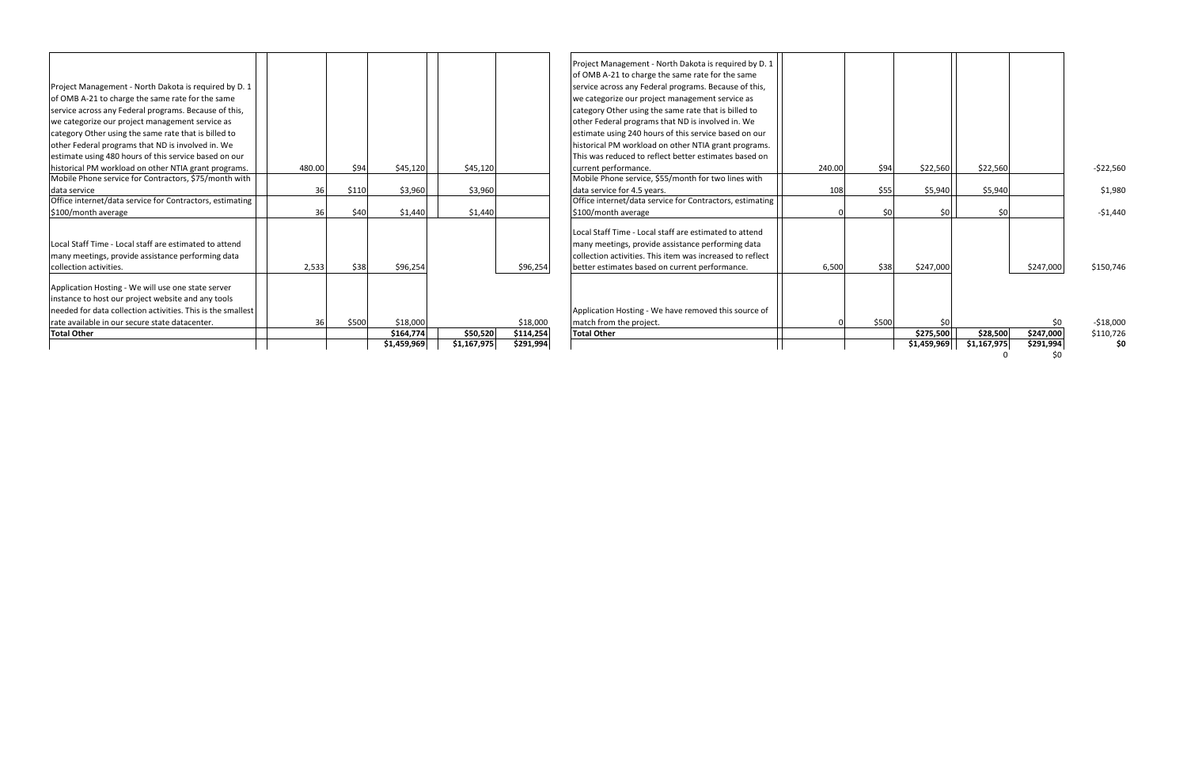| Description | | Quantity | Rate | Total | | Federal | Match | Description | | Quantity | Rate | Total | | Federal | Match | Difference |
|---|---|---|---|---|---|---|---|---|---|---|---|---|---|---|---|---|
| Project Management - North Dakota is required by D. 1 of OMB A-21 to charge the same rate for the same service across any Federal programs. Because of this, we categorize our project management service as category Other using the same rate that is billed to other Federal programs that ND is involved in. We estimate using 480 hours of this service based on our historical PM workload on other NTIA grant programs. | | 480.00 | $94 | $45,120 | | $45,120 | | Project Management - North Dakota is required by D. 1 of OMB A-21 to charge the same rate for the same service across any Federal programs. Because of this, we categorize our project management service as category Other using the same rate that is billed to other Federal programs that ND is involved in. We estimate using 240 hours of this service based on our historical PM workload on other NTIA grant programs. This was reduced to reflect better estimates based on current performance. | | 240.00 | $94 | $22,560 | | $22,560 | | -$22,560 |
| Mobile Phone service for Contractors, $75/month with data service | | 36 | $110 | $3,960 | | $3,960 | | Mobile Phone service, $55/month for two lines with data service for 4.5 years. | | 108 | $55 | $5,940 | | $5,940 | | $1,980 |
| Office internet/data service for Contractors, estimating $100/month average | | 36 | $40 | $1,440 | | $1,440 | | Office internet/data service for Contractors, estimating $100/month average | | 0 | $0 | $0 | | $0 | | -$1,440 |
| Local Staff Time - Local staff are estimated to attend many meetings, provide assistance performing data collection activities. | | 2,533 | $38 | $96,254 | | | $96,254 | Local Staff Time - Local staff are estimated to attend many meetings, provide assistance performing data collection activities. This item was increased to reflect better estimates based on current performance. | | 6,500 | $38 | $247,000 | | | $247,000 | $150,746 |
| Application Hosting - We will use one state server instance to host our project website and any tools needed for data collection activities. This is the smallest rate available in our secure state datacenter. | | 36 | $500 | $18,000 | | | $18,000 | Application Hosting - We have removed this source of match from the project. | | 0 | $500 | $0 | | | $0 | -$18,000 |
| **Total Other** | | | | **$164,774** | | **$50,520** | **$114,254** | **Total Other** | | | | **$275,500** | | **$28,500** | **$247,000** | $110,726 |
| | | | | **$1,459,969** | | **$1,167,975** | **$291,994** | | | | | **$1,459,969** | | **$1,167,975** | **$291,994** | **$0** |
| | | | | | | | | | | | | | | 0 | $0 | |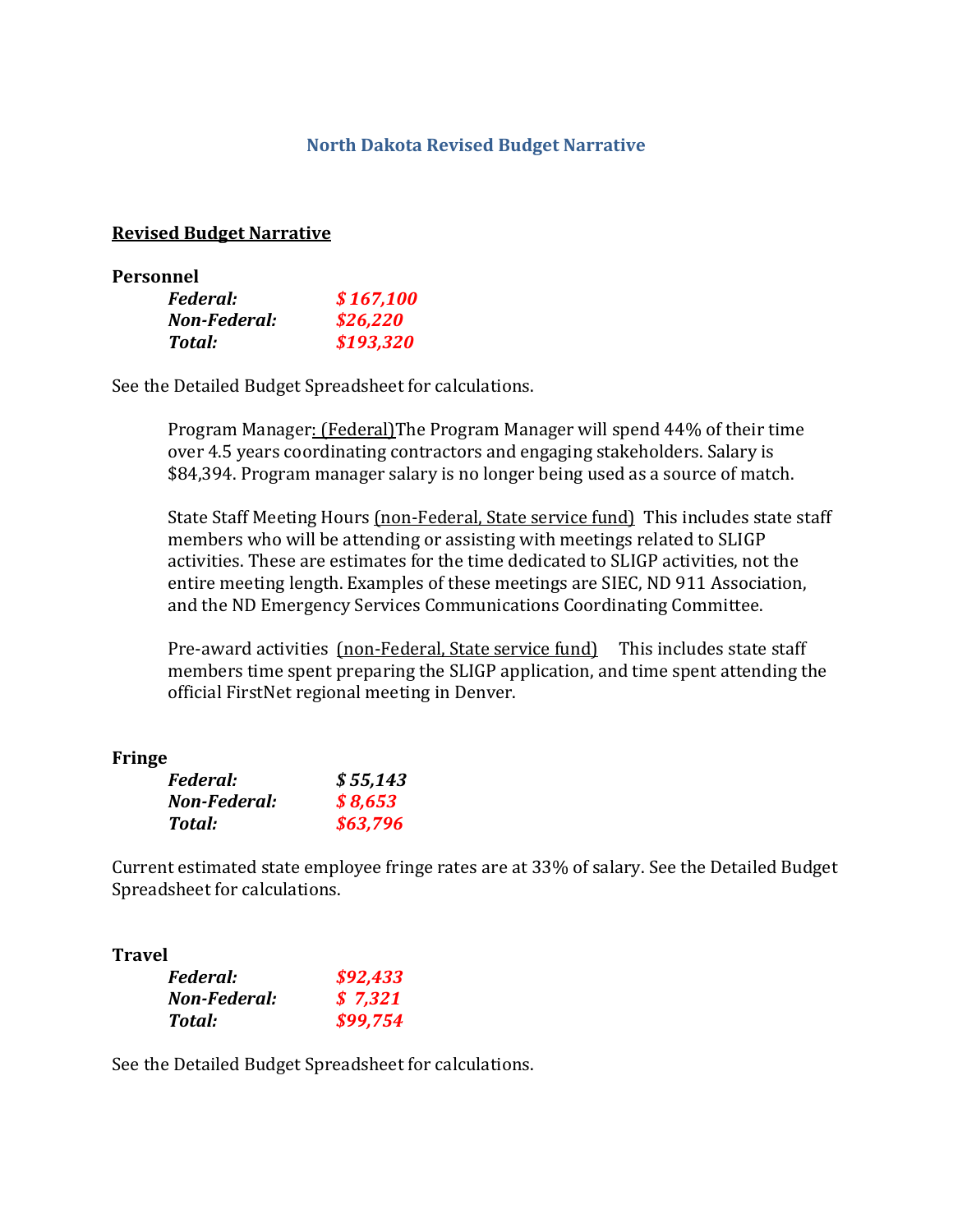## North Dakota Revised Budget Narrative

**Revised Budget Narrative**

**Personnel**

| | |
|---|---|
| ***Federal:*** | ***$ 167,100*** |
| ***Non-Federal:*** | ***$26,220*** |
| ***Total:*** | ***$193,320*** |

See the Detailed Budget Spreadsheet for calculations.

Program Manager: (Federal) The Program Manager will spend 44% of their time over 4.5 years coordinating contractors and engaging stakeholders. Salary is $84,394. Program manager salary is no longer being used as a source of match.

State Staff Meeting Hours (non-Federal, State service fund) This includes state staff members who will be attending or assisting with meetings related to SLIGP activities. These are estimates for the time dedicated to SLIGP activities, not the entire meeting length. Examples of these meetings are SIEC, ND 911 Association, and the ND Emergency Services Communications Coordinating Committee.

Pre-award activities (non-Federal, State service fund) This includes state staff members time spent preparing the SLIGP application, and time spent attending the official FirstNet regional meeting in Denver.

**Fringe**

| | |
|---|---|
| ***Federal:*** | ***$ 55,143*** |
| ***Non-Federal:*** | ***$ 8,653*** |
| ***Total:*** | ***$63,796*** |

Current estimated state employee fringe rates are at 33% of salary. See the Detailed Budget Spreadsheet for calculations.

**Travel**

| | |
|---|---|
| ***Federal:*** | ***$92,433*** |
| ***Non-Federal:*** | ***$ 7,321*** |
| ***Total:*** | ***$99,754*** |

See the Detailed Budget Spreadsheet for calculations.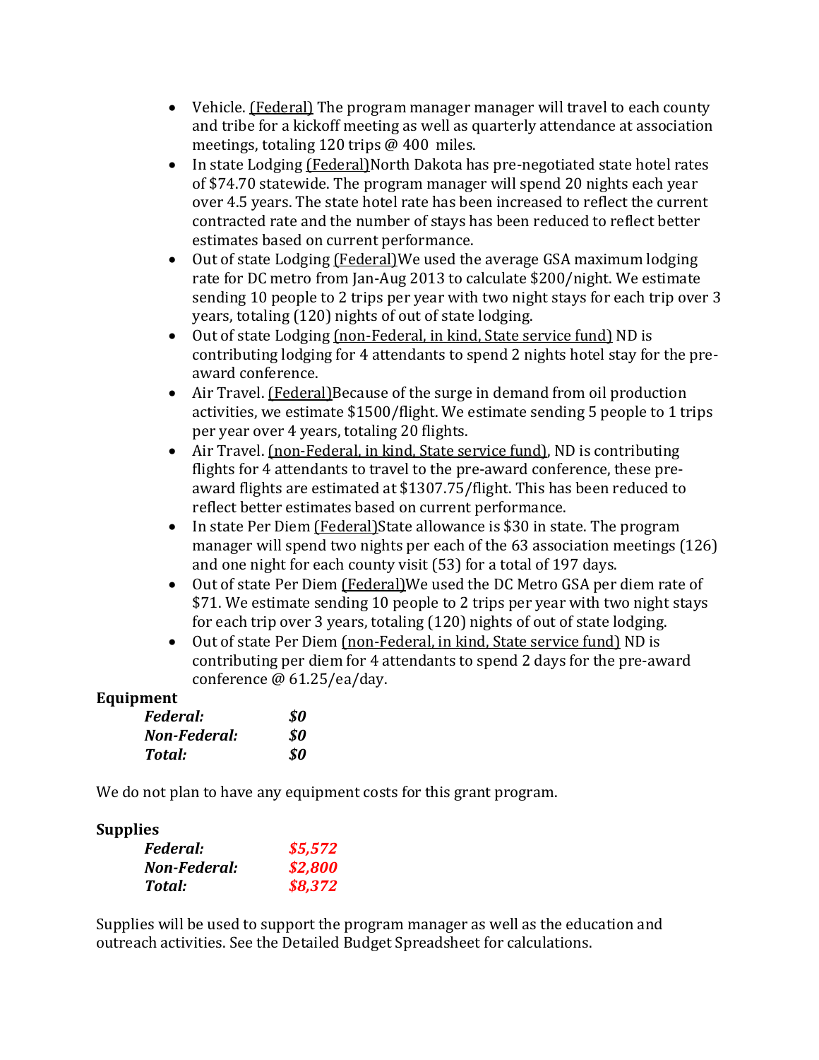- Vehicle. (Federal) The program manager manager will travel to each county and tribe for a kickoff meeting as well as quarterly attendance at association meetings, totaling 120 trips @ 400 miles.
- In state Lodging (Federal)North Dakota has pre-negotiated state hotel rates of $74.70 statewide. The program manager will spend 20 nights each year over 4.5 years. The state hotel rate has been increased to reflect the current contracted rate and the number of stays has been reduced to reflect better estimates based on current performance.
- Out of state Lodging (Federal)We used the average GSA maximum lodging rate for DC metro from Jan-Aug 2013 to calculate $200/night. We estimate sending 10 people to 2 trips per year with two night stays for each trip over 3 years, totaling (120) nights of out of state lodging.
- Out of state Lodging (non-Federal, in kind, State service fund) ND is contributing lodging for 4 attendants to spend 2 nights hotel stay for the pre-award conference.
- Air Travel. (Federal)Because of the surge in demand from oil production activities, we estimate $1500/flight. We estimate sending 5 people to 1 trips per year over 4 years, totaling 20 flights.
- Air Travel. (non-Federal, in kind, State service fund), ND is contributing flights for 4 attendants to travel to the pre-award conference, these pre-award flights are estimated at $1307.75/flight. This has been reduced to reflect better estimates based on current performance.
- In state Per Diem (Federal)State allowance is $30 in state. The program manager will spend two nights per each of the 63 association meetings (126) and one night for each county visit (53) for a total of 197 days.
- Out of state Per Diem (Federal)We used the DC Metro GSA per diem rate of $71. We estimate sending 10 people to 2 trips per year with two night stays for each trip over 3 years, totaling (120) nights of out of state lodging.
- Out of state Per Diem (non-Federal, in kind, State service fund) ND is contributing per diem for 4 attendants to spend 2 days for the pre-award conference @ 61.25/ea/day.

**Equipment**

| | |
|---|---|
| ***Federal:*** | ***$0*** |
| ***Non-Federal:*** | ***$0*** |
| ***Total:*** | ***$0*** |

We do not plan to have any equipment costs for this grant program.

**Supplies**

| | |
|---|---|
| ***Federal:*** | ***$5,572*** |
| ***Non-Federal:*** | ***$2,800*** |
| ***Total:*** | ***$8,372*** |

Supplies will be used to support the program manager as well as the education and outreach activities. See the Detailed Budget Spreadsheet for calculations.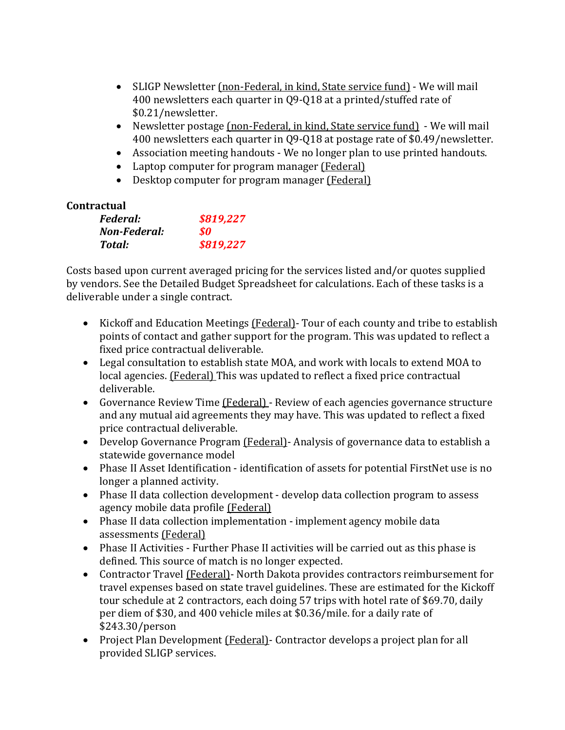- SLIGP Newsletter (non-Federal, in kind, State service fund) - We will mail 400 newsletters each quarter in Q9-Q18 at a printed/stuffed rate of $0.21/newsletter.
- Newsletter postage (non-Federal, in kind, State service fund) - We will mail 400 newsletters each quarter in Q9-Q18 at postage rate of $0.49/newsletter.
- Association meeting handouts - We no longer plan to use printed handouts.
- Laptop computer for program manager (Federal)
- Desktop computer for program manager (Federal)

**Contractual**

| | |
|---|---|
| ***Federal:*** | ***$819,227*** |
| ***Non-Federal:*** | ***$0*** |
| ***Total:*** | ***$819,227*** |

Costs based upon current averaged pricing for the services listed and/or quotes supplied by vendors. See the Detailed Budget Spreadsheet for calculations. Each of these tasks is a deliverable under a single contract.

- Kickoff and Education Meetings (Federal)- Tour of each county and tribe to establish points of contact and gather support for the program. This was updated to reflect a fixed price contractual deliverable.
- Legal consultation to establish state MOA, and work with locals to extend MOA to local agencies. (Federal) This was updated to reflect a fixed price contractual deliverable.
- Governance Review Time (Federal) - Review of each agencies governance structure and any mutual aid agreements they may have. This was updated to reflect a fixed price contractual deliverable.
- Develop Governance Program (Federal)- Analysis of governance data to establish a statewide governance model
- Phase II Asset Identification - identification of assets for potential FirstNet use is no longer a planned activity.
- Phase II data collection development - develop data collection program to assess agency mobile data profile (Federal)
- Phase II data collection implementation - implement agency mobile data assessments (Federal)
- Phase II Activities - Further Phase II activities will be carried out as this phase is defined. This source of match is no longer expected.
- Contractor Travel (Federal)- North Dakota provides contractors reimbursement for travel expenses based on state travel guidelines. These are estimated for the Kickoff tour schedule at 2 contractors, each doing 57 trips with hotel rate of $69.70, daily per diem of $30, and 400 vehicle miles at $0.36/mile. for a daily rate of $243.30/person
- Project Plan Development (Federal)- Contractor develops a project plan for all provided SLIGP services.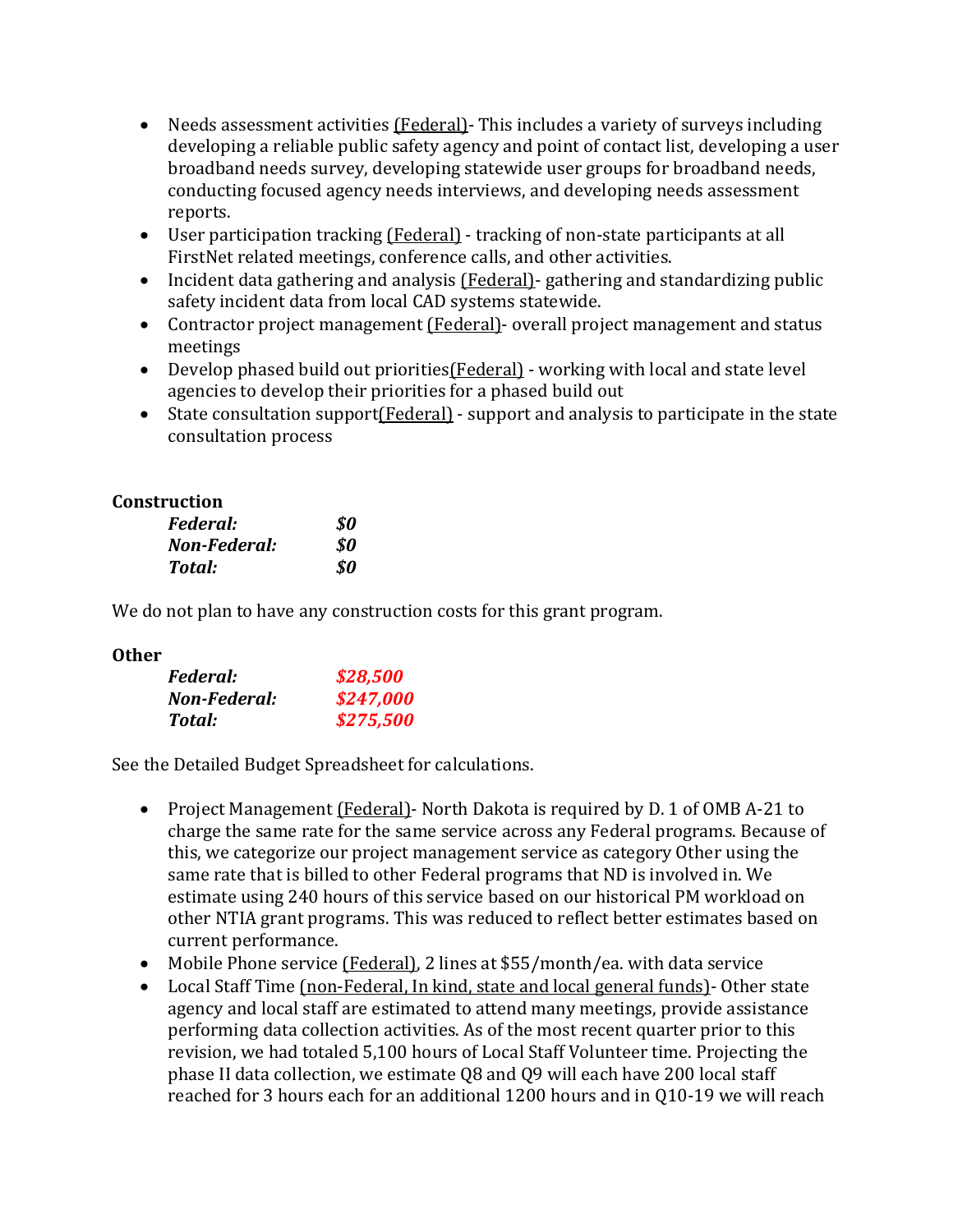- Needs assessment activities (Federal)- This includes a variety of surveys including developing a reliable public safety agency and point of contact list, developing a user broadband needs survey, developing statewide user groups for broadband needs, conducting focused agency needs interviews, and developing needs assessment reports.
- User participation tracking (Federal) - tracking of non-state participants at all FirstNet related meetings, conference calls, and other activities.
- Incident data gathering and analysis (Federal)- gathering and standardizing public safety incident data from local CAD systems statewide.
- Contractor project management (Federal)- overall project management and status meetings
- Develop phased build out priorities(Federal) - working with local and state level agencies to develop their priorities for a phased build out
- State consultation support(Federal) - support and analysis to participate in the state consultation process

**Construction**

| | |
|---|---|
| ***Federal:*** | ***$0*** |
| ***Non-Federal:*** | ***$0*** |
| ***Total:*** | ***$0*** |

We do not plan to have any construction costs for this grant program.

**Other**

| | |
|---|---|
| ***Federal:*** | ***$28,500*** |
| ***Non-Federal:*** | ***$247,000*** |
| ***Total:*** | ***$275,500*** |

See the Detailed Budget Spreadsheet for calculations.

- Project Management (Federal)- North Dakota is required by D. 1 of OMB A-21 to charge the same rate for the same service across any Federal programs. Because of this, we categorize our project management service as category Other using the same rate that is billed to other Federal programs that ND is involved in. We estimate using 240 hours of this service based on our historical PM workload on other NTIA grant programs. This was reduced to reflect better estimates based on current performance.
- Mobile Phone service (Federal), 2 lines at $55/month/ea. with data service
- Local Staff Time (non-Federal, In kind, state and local general funds)- Other state agency and local staff are estimated to attend many meetings, provide assistance performing data collection activities. As of the most recent quarter prior to this revision, we had totaled 5,100 hours of Local Staff Volunteer time. Projecting the phase II data collection, we estimate Q8 and Q9 will each have 200 local staff reached for 3 hours each for an additional 1200 hours and in Q10-19 we will reach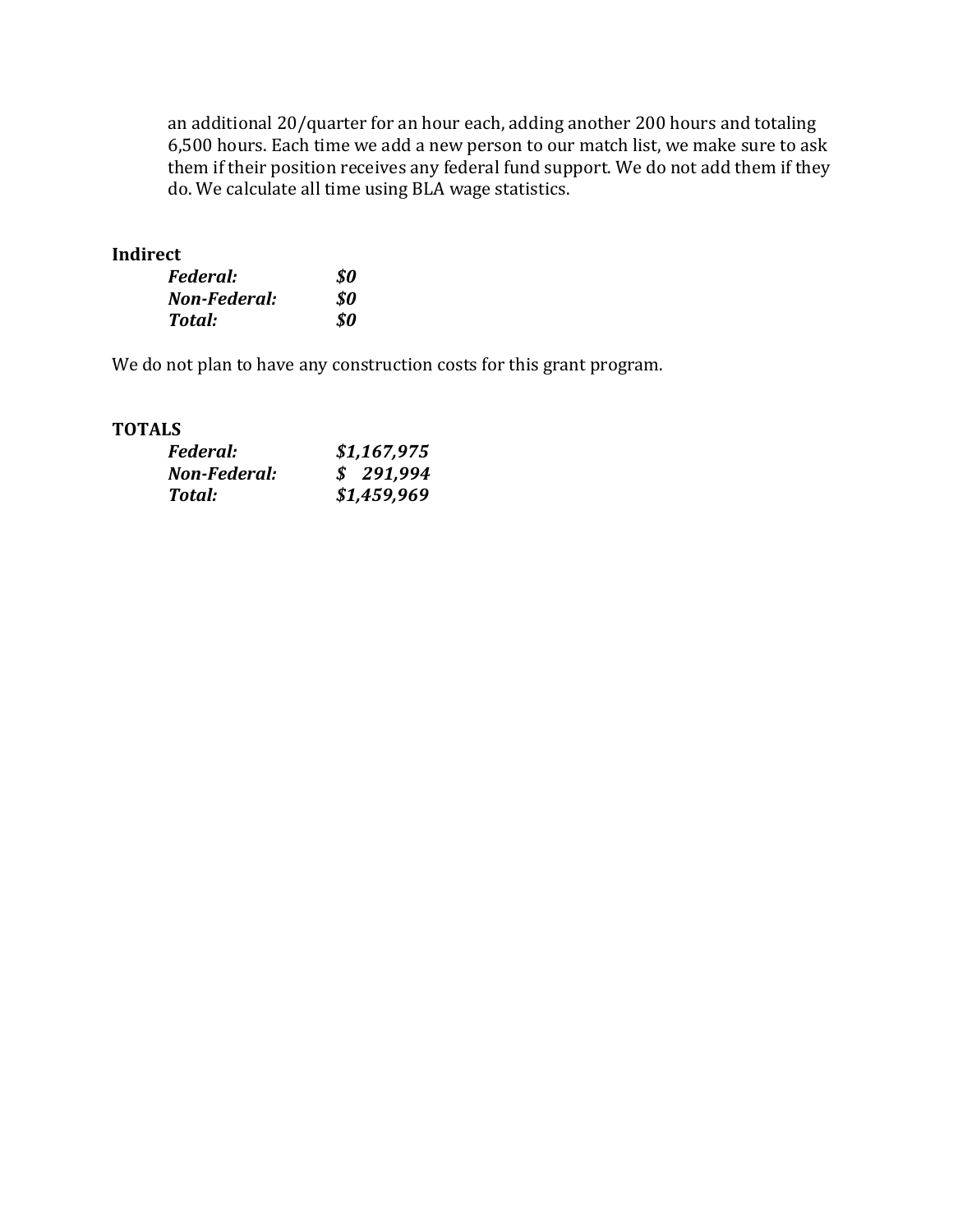an additional 20/quarter for an hour each, adding another 200 hours and totaling 6,500 hours. Each time we add a new person to our match list, we make sure to ask them if their position receives any federal fund support. We do not add them if they do. We calculate all time using BLA wage statistics.

**Indirect**

| | |
|---|---|
| ***Federal:*** | ***$0*** |
| ***Non-Federal:*** | ***$0*** |
| ***Total:*** | ***$0*** |

We do not plan to have any construction costs for this grant program.

**TOTALS**

| | |
|---|---|
| ***Federal:*** | ***$1,167,975*** |
| ***Non-Federal:*** | ***$ 291,994*** |
| ***Total:*** | ***$1,459,969*** |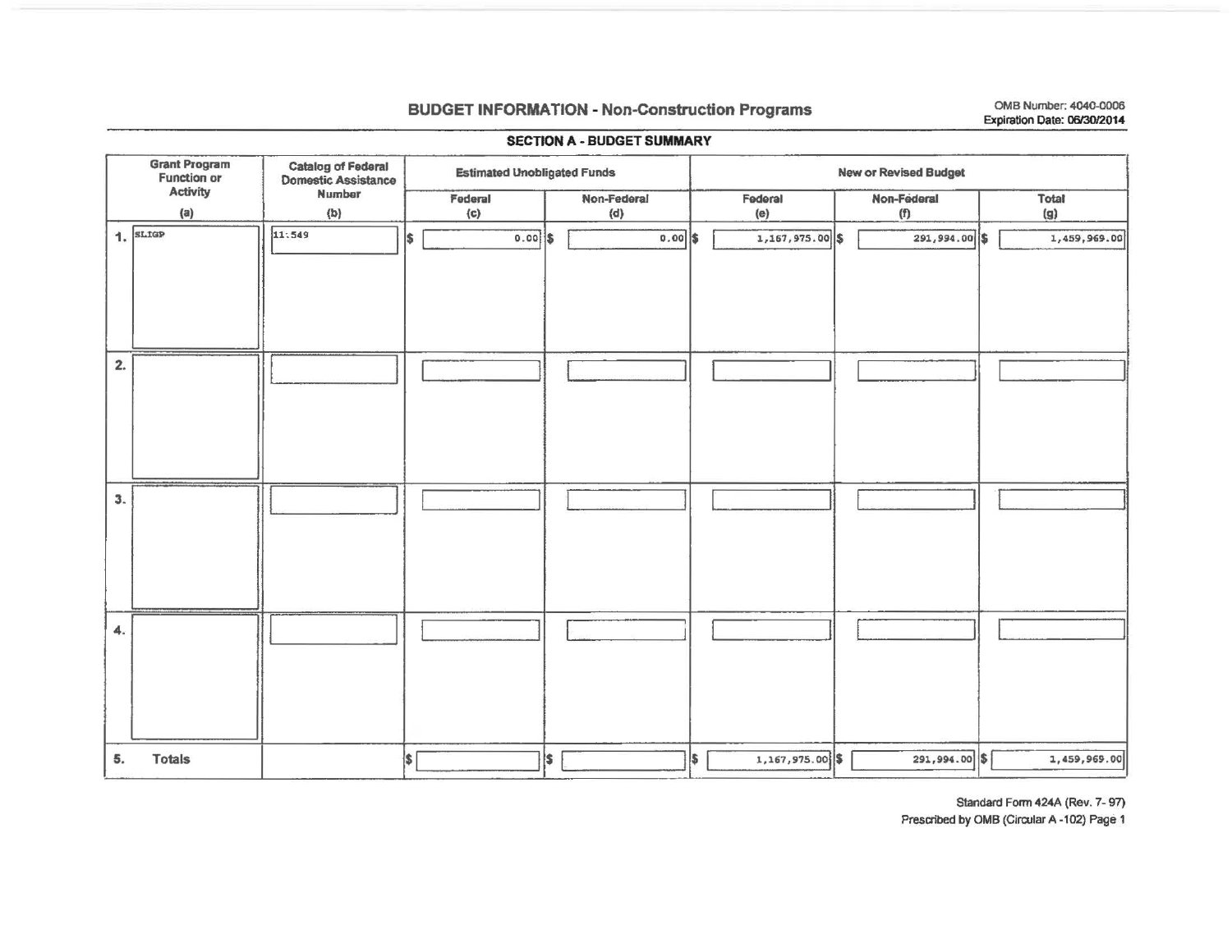## BUDGET INFORMATION - Non-Construction Programs

OMB Number: 4040-0006
Expiration Date: 06/30/2014

### SECTION A - BUDGET SUMMARY

| Grant Program Function or Activity (a) | Catalog of Federal Domestic Assistance Number (b) | Estimated Unobligated Funds | | New or Revised Budget | | |
|---|---|---|---|---|---|---|
| | | Federal (c) | Non-Federal (d) | Federal (e) | Non-Federal (f) | Total (g) |
| 1. SLIGP | 11.549 | $ 0.00 | $ 0.00 | $ 1,167,975.00 | $ 291,994.00 | $ 1,459,969.00 |
| 2. | | | | | | |
| 3. | | | | | | |
| 4. | | | | | | |
| 5. Totals | | $ | $ | $ 1,167,975.00 | $ 291,994.00 | $ 1,459,969.00 |

Standard Form 424A (Rev. 7- 97)
Prescribed by OMB (Circular A -102) Page 1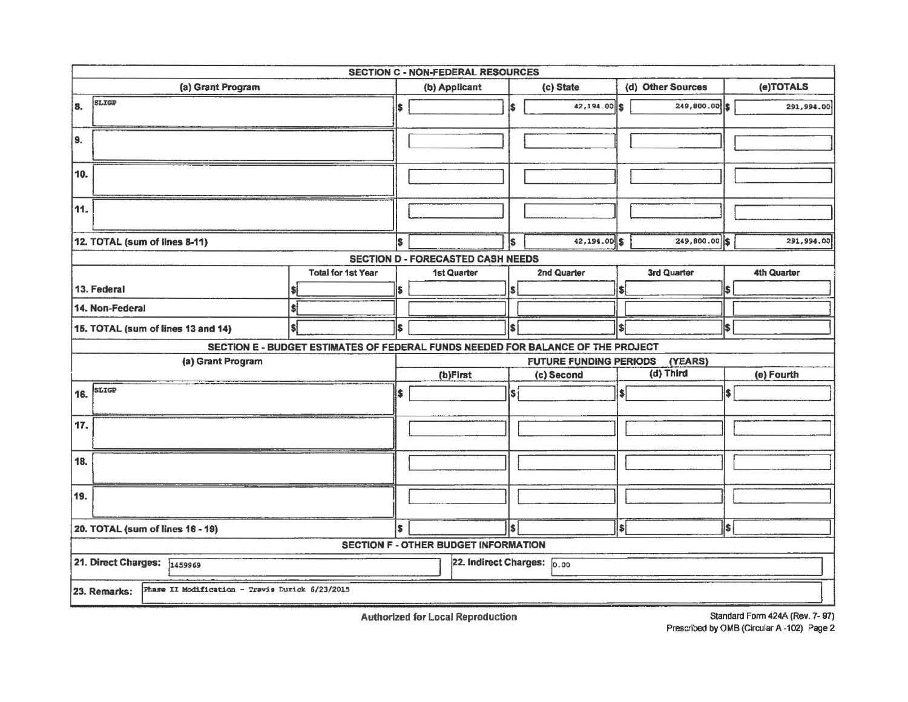## SECTION C - NON-FEDERAL RESOURCES

| (a) Grant Program | (b) Applicant | (c) State | (d) Other Sources | (e)TOTALS |
|---|---|---|---|---|
| 8. SLIGP | $ | $ 42,194.00 | $ 249,800.00 | $ 291,994.00 |
| 9. | | | | |
| 10. | | | | |
| 11. | | | | |
| 12. TOTAL (sum of lines 8-11) | $ | $ 42,194.00 | $ 249,800.00 | $ 291,994.00 |

## SECTION D - FORECASTED CASH NEEDS

| | Total for 1st Year | 1st Quarter | 2nd Quarter | 3rd Quarter | 4th Quarter |
|---|---|---|---|---|---|
| 13. Federal | $ | $ | $ | $ | $ |
| 14. Non-Federal | $ | | | | |
| 15. TOTAL (sum of lines 13 and 14) | $ | $ | $ | $ | $ |

## SECTION E - BUDGET ESTIMATES OF FEDERAL FUNDS NEEDED FOR BALANCE OF THE PROJECT

| (a) Grant Program | FUTURE FUNDING PERIODS (YEARS) | | | |
|---|---|---|---|---|
| | (b)First | (c) Second | (d) Third | (e) Fourth |
| 16. SLIGP | $ | $ | $ | $ |
| 17. | | | | |
| 18. | | | | |
| 19. | | | | |
| 20. TOTAL (sum of lines 16 - 19) | $ | $ | $ | $ |

## SECTION F - OTHER BUDGET INFORMATION

**21. Direct Charges:** 1459969

**22. Indirect Charges:** 0.00

**23. Remarks:** Phase II Modification - Travis Durick 6/23/2015

**Authorized for Local Reproduction**

Standard Form 424A (Rev. 7- 97)
Prescribed by OMB (Circular A -102) Page 2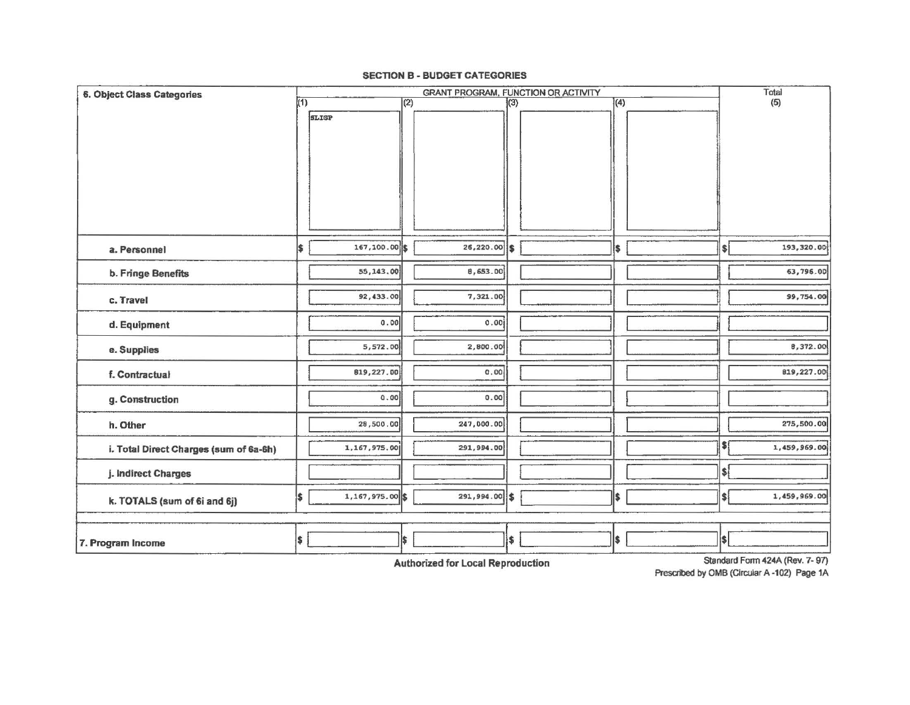## SECTION B - BUDGET CATEGORIES

| 6. Object Class Categories | GRANT PROGRAM, FUNCTION OR ACTIVITY | | | | Total |
|---|---|---|---|---|---|
| | (1) SLIGP | (2) | (3) | (4) | (5) |
| a. Personnel | $ 167,100.00 | $ 26,220.00 | $ | $ | $ 193,320.00 |
| b. Fringe Benefits | 55,143.00 | 8,653.00 | | | 63,796.00 |
| c. Travel | 92,433.00 | 7,321.00 | | | 99,754.00 |
| d. Equipment | 0.00 | 0.00 | | | |
| e. Supplies | 5,572.00 | 2,800.00 | | | 8,372.00 |
| f. Contractual | 819,227.00 | 0.00 | | | 819,227.00 |
| g. Construction | 0.00 | 0.00 | | | |
| h. Other | 28,500.00 | 247,000.00 | | | 275,500.00 |
| i. Total Direct Charges (sum of 6a-6h) | 1,167,975.00 | 291,994.00 | | | $ 1,459,969.00 |
| j. Indirect Charges | | | | | $ |
| k. TOTALS (sum of 6i and 6j) | $ 1,167,975.00 | $ 291,994.00 | $ | $ | $ 1,459,969.00 |
| 7. Program Income | $ | $ | $ | $ | $ |

**Authorized for Local Reproduction**

Standard Form 424A (Rev. 7- 97)
Prescribed by OMB (Circular A -102) Page 1A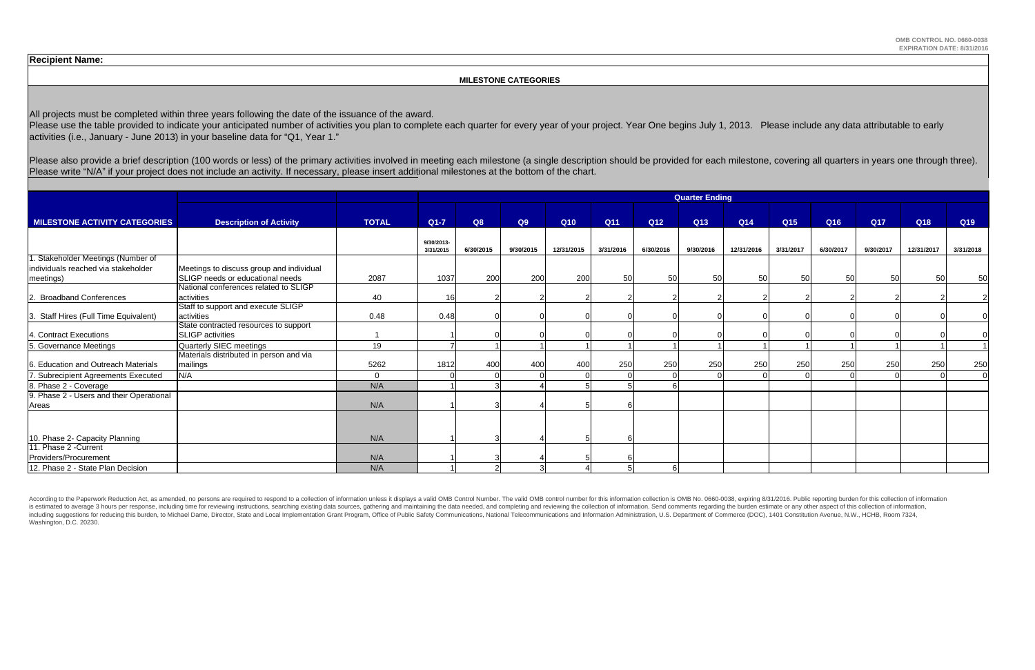OMB CONTROL NO. 0660-0038
EXPIRATION DATE: 8/31/2016

**Recipient Name:**

**MILESTONE CATEGORIES**

All projects must be completed within three years following the date of the issuance of the award.
Please use the table provided to indicate your anticipated number of activities you plan to complete each quarter for every year of your project. Year One begins July 1, 2013. Please include any data attributable to early activities (i.e., January - June 2013) in your baseline data for "Q1, Year 1."

Please also provide a brief description (100 words or less) of the primary activities involved in meeting each milestone (a single description should be provided for each milestone, covering all quarters in years one through three). Please write "N/A" if your project does not include an activity. If necessary, please insert additional milestones at the bottom of the chart.

| | | | Quarter Ending | | | | | | | | | | | | |
|---|---|---|---|---|---|---|---|---|---|---|---|---|---|---|---|
| **MILESTONE ACTIVITY CATEGORIES** | **Description of Activity** | **TOTAL** | **Q1-7** | **Q8** | **Q9** | **Q10** | **Q11** | **Q12** | **Q13** | **Q14** | **Q15** | **Q16** | **Q17** | **Q18** | **Q19** |
| | | | 9/30/2013-3/31/2015 | 6/30/2015 | 9/30/2015 | 12/31/2015 | 3/31/2016 | 6/30/2016 | 9/30/2016 | 12/31/2016 | 3/31/2017 | 6/30/2017 | 9/30/2017 | 12/31/2017 | 3/31/2018 |
| 1. Stakeholder Meetings (Number of individuals reached via stakeholder meetings) | Meetings to discuss group and individual SLIGP needs or educational needs | 2087 | 1037 | 200 | 200 | 200 | 50 | 50 | 50 | 50 | 50 | 50 | 50 | 50 | 50 |
| 2. Broadband Conferences | National conferences related to SLIGP activities | 40 | 16 | 2 | 2 | 2 | 2 | 2 | 2 | 2 | 2 | 2 | 2 | 2 | 2 |
| 3. Staff Hires (Full Time Equivalent) | Staff to support and execute SLIGP activities | 0.48 | 0.48 | 0 | 0 | 0 | 0 | 0 | 0 | 0 | 0 | 0 | 0 | 0 | 0 |
| 4. Contract Executions | State contracted resources to support SLIGP activities | 1 | 1 | 0 | 0 | 0 | 0 | 0 | 0 | 0 | 0 | 0 | 0 | 0 | 0 |
| 5. Governance Meetings | Quarterly SIEC meetings | 19 | 7 | 1 | 1 | 1 | 1 | 1 | 1 | 1 | 1 | 1 | 1 | 1 | 1 |
| 6. Education and Outreach Materials | Materials distributed in person and via mailings | 5262 | 1812 | 400 | 400 | 400 | 250 | 250 | 250 | 250 | 250 | 250 | 250 | 250 | 250 |
| 7. Subrecipient Agreements Executed | N/A | 0 | 0 | 0 | 0 | 0 | 0 | 0 | 0 | 0 | 0 | 0 | 0 | 0 | 0 |
| 8. Phase 2 - Coverage | | N/A | 1 | 3 | 4 | 5 | 5 | 6 | | | | | | | |
| 9. Phase 2 - Users and their Operational Areas | | N/A | 1 | 3 | 4 | 5 | 6 | | | | | | | | |
| 10. Phase 2- Capacity Planning | | N/A | 1 | 3 | 4 | 5 | 6 | | | | | | | | |
| 11. Phase 2 -Current Providers/Procurement | | N/A | 1 | 3 | 4 | 5 | 6 | | | | | | | | |
| 12. Phase 2 - State Plan Decision | | N/A | 1 | 2 | 3 | 4 | 5 | 6 | | | | | | | |

According to the Paperwork Reduction Act, as amended, no persons are required to respond to a collection of information unless it displays a valid OMB Control Number. The valid OMB control number for this information collection is OMB No. 0660-0038, expiring 8/31/2016. Public reporting burden for this collection of information is estimated to average 3 hours per response, including time for reviewing instructions, searching existing data sources, gathering and maintaining the data needed, and completing and reviewing the collection of information. Send comments regarding the burden estimate or any other aspect of this collection of information, including suggestions for reducing this burden, to Michael Dame, Director, State and Local Implementation Grant Program, Office of Public Safety Communications, National Telecommunications and Information Administration, U.S. Department of Commerce (DOC), 1401 Constitution Avenue, N.W., HCHB, Room 7324, Washington, D.C. 20230.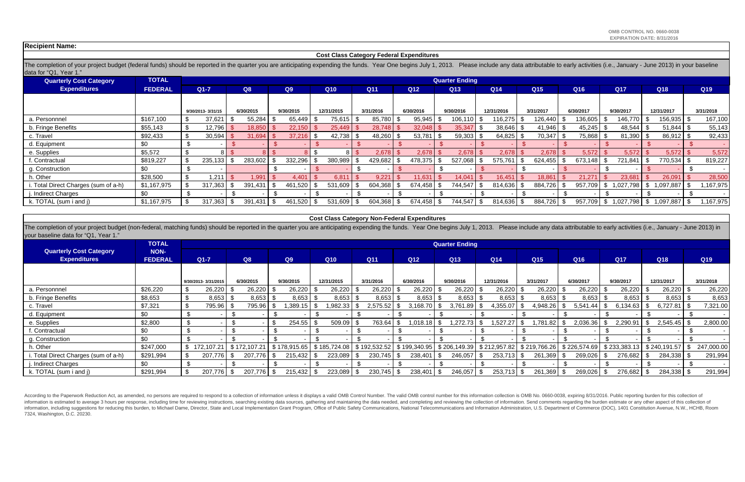OMB CONTROL NO. 0660-0038
EXPIRATION DATE: 8/31/2016

**Recipient Name:**

## Cost Class Category Federal Expenditures

The completion of your project budget (federal funds) should be reported in the quarter you are anticipating expending the funds. Year One begins July 1, 2013. Please include any data attributable to early activities (i.e., January - June 2013) in your baseline data for "Q1, Year 1."

| Quarterly Cost Category Expenditures | TOTAL FEDERAL | Quarter Ending | | | | | | | | | | | | |
|---|---|---|---|---|---|---|---|---|---|---|---|---|---|---|
| | | Q1-7 | Q8 | Q9 | Q10 | Q11 | Q12 | Q13 | Q14 | Q15 | Q16 | Q17 | Q18 | Q19 |
| | | 9/30/2013- 3/31/15 | 6/30/2015 | 9/30/2015 | 12/31/2015 | 3/31/2016 | 6/30/2016 | 9/30/2016 | 12/31/2016 | 3/31/2017 | 6/30/2017 | 9/30/2017 | 12/31/2017 | 3/31/2018 |
| a. Personnnel | $167,100 | $ 37,621 | $ 55,284 | $ 65,449 | $ 75,615 | $ 85,780 | $ 95,945 | $ 106,110 | $ 116,275 | $ 126,440 | $ 136,605 | $ 146,770 | $ 156,935 | $ 167,100 |
| b. Fringe Benefits | $55,143 | $ 12,796 | $ 18,850 | $ 22,150 | $ 25,449 | $ 28,748 | $ 32,048 | $ 35,347 | $ 38,646 | $ 41,946 | $ 45,245 | $ 48,544 | $ 51,844 | $ 55,143 |
| c. Travel | $92,433 | $ 30,594 | $ 31,694 | $ 37,216 | $ 42,738 | $ 48,260 | $ 53,781 | $ 59,303 | $ 64,825 | $ 70,347 | $ 75,868 | $ 81,390 | $ 86,912 | $ 92,433 |
| d. Equipment | $0 | $ - | $ - | $ - | $ - | $ - | $ - | $ - | $ - | $ - | $ - | $ - | $ - | $ - |
| e. Supplies | $5,572 | $ 8 | $ 8 | $ 8 | $ 8 | $ 2,678 | $ 2,678 | $ 2,678 | $ 2,678 | $ 2,678 | $ 5,572 | $ 5,572 | $ 5,572 | $ 5,572 |
| f. Contractual | $819,227 | $ 235,133 | $ 283,602 | $ 332,296 | $ 380,989 | $ 429,682 | $ 478,375 | $ 527,068 | $ 575,761 | $ 624,455 | $ 673,148 | $ 721,841 | $ 770,534 | $ 819,227 |
| g. Construction | $0 | $ - | | $ - | $ - | $ - | $ - | $ - | $ - | $ - | $ - | $ - | $ - | $ - |
| h. Other | $28,500 | $ 1,211 | $ 1,991 | $ 4,401 | $ 6,811 | $ 9,221 | $ 11,631 | $ 14,041 | $ 16,451 | $ 18,861 | $ 21,271 | $ 23,681 | $ 26,091 | $ 28,500 |
| i. Total Direct Charges (sum of a-h) | $1,167,975 | $ 317,363 | $ 391,431 | $ 461,520 | $ 531,609 | $ 604,368 | $ 674,458 | $ 744,547 | $ 814,636 | $ 884,726 | $ 957,709 | $ 1,027,798 | $ 1,097,887 | $ 1,167,975 |
| j. Indirect Charges | $0 | $ - | $ - | $ - | $ - | $ - | $ - | $ - | $ - | $ - | $ - | $ - | $ - | $ - |
| k. TOTAL (sum i and j) | $1,167,975 | $ 317,363 | $ 391,431 | $ 461,520 | $ 531,609 | $ 604,368 | $ 674,458 | $ 744,547 | $ 814,636 | $ 884,726 | $ 957,709 | $ 1,027,798 | $ 1,097,887 | $ 1,167,975 |

## Cost Class Category Non-Federal Expenditures

The completion of your project budget (non-federal, matching funds) should be reported in the quarter you are anticipating expending the funds. Year One begins July 1, 2013. Please include any data attributable to early activities (i.e., January - June 2013) in your baseline data for "Q1, Year 1."

| Quarterly Cost Category Expenditures | TOTAL NON-FEDERAL | Quarter Ending | | | | | | | | | | | | |
|---|---|---|---|---|---|---|---|---|---|---|---|---|---|---|
| | | Q1-7 | Q8 | Q9 | Q10 | Q11 | Q12 | Q13 | Q14 | Q15 | Q16 | Q17 | Q18 | Q19 |
| | | 9/30/2013- 3/31/2015 | 6/30/2015 | 9/30/2015 | 12/31/2015 | 3/31/2016 | 6/30/2016 | 9/30/2016 | 12/31/2016 | 3/31/2017 | 6/30/2017 | 9/30/2017 | 12/31/2017 | 3/31/2018 |
| a. Personnnel | $26,220 | $ 26,220 | $ 26,220 | $ 26,220 | $ 26,220 | $ 26,220 | $ 26,220 | $ 26,220 | $ 26,220 | $ 26,220 | $ 26,220 | $ 26,220 | $ 26,220 | $ 26,220 |
| b. Fringe Benefits | $8,653 | $ 8,653 | $ 8,653 | $ 8,653 | $ 8,653 | $ 8,653 | $ 8,653 | $ 8,653 | $ 8,653 | $ 8,653 | $ 8,653 | $ 8,653 | $ 8,653 | $ 8,653 |
| c. Travel | $7,321 | $ 795.96 | $ 795.96 | $ 1,389.15 | $ 1,982.33 | $ 2,575.52 | $ 3,168.70 | $ 3,761.89 | $ 4,355.07 | $ 4,948.26 | $ 5,541.44 | $ 6,134.63 | $ 6,727.81 | $ 7,321.00 |
| d. Equipment | $0 | $ - | $ - | $ - | $ - | $ - | $ - | $ - | $ - | $ - | $ - | $ - | $ - | $ - |
| e. Supplies | $2,800 | $ - | $ - | $ 254.55 | $ 509.09 | $ 763.64 | $ 1,018.18 | $ 1,272.73 | $ 1,527.27 | $ 1,781.82 | $ 2,036.36 | $ 2,290.91 | $ 2,545.45 | $ 2,800.00 |
| f. Contractual | $0 | $ - | $ - | $ - | $ - | $ - | $ - | $ - | $ - | $ - | $ - | $ - | $ - | $ - |
| g. Construction | $0 | $ - | $ - | $ - | $ - | $ - | $ - | $ - | $ - | $ - | $ - | $ - | $ - | $ - |
| h. Other | $247,000 | $ 172,107.21 | $ 172,107.21 | $ 178,915.65 | $ 185,724.08 | $ 192,532.52 | $ 199,340.95 | $ 206,149.39 | $ 212,957.82 | $ 219,766.26 | $ 226,574.69 | $ 233,383.13 | $ 240,191.57 | $ 247,000.00 |
| i. Total Direct Charges (sum of a-h) | $291,994 | $ 207,776 | $ 207,776 | $ 215,432 | $ 223,089 | $ 230,745 | $ 238,401 | $ 246,057 | $ 253,713 | $ 261,369 | $ 269,026 | $ 276,682 | $ 284,338 | $ 291,994 |
| j. Indirect Charges | $0 | $ - | $ - | $ - | $ - | $ - | $ - | $ - | $ - | $ - | $ - | $ - | $ - | $ - |
| k. TOTAL (sum i and j) | $291,994 | $ 207,776 | $ 207,776 | $ 215,432 | $ 223,089 | $ 230,745 | $ 238,401 | $ 246,057 | $ 253,713 | $ 261,369 | $ 269,026 | $ 276,682 | $ 284,338 | $ 291,994 |

According to the Paperwork Reduction Act, as amended, no persons are required to respond to a collection of information unless it displays a valid OMB Control Number. The valid OMB control number for this information collection is OMB No. 0660-0038, expiring 8/31/2016. Public reporting burden for this collection of information is estimated to average 3 hours per response, including time for reviewing instructions, searching existing data sources, gathering and maintaining the data needed, and completing and reviewing the collection of information. Send comments regarding the burden estimate or any other aspect of this collection of information, including suggestions for reducing this burden, to Michael Dame, Director, State and Local Implementation Grant Program, Office of Public Safety Communications, National Telecommunications and Information Administration, U.S. Department of Commerce (DOC), 1401 Constitution Avenue, N.W., HCHB, Room 7324, Washington, D.C. 20230.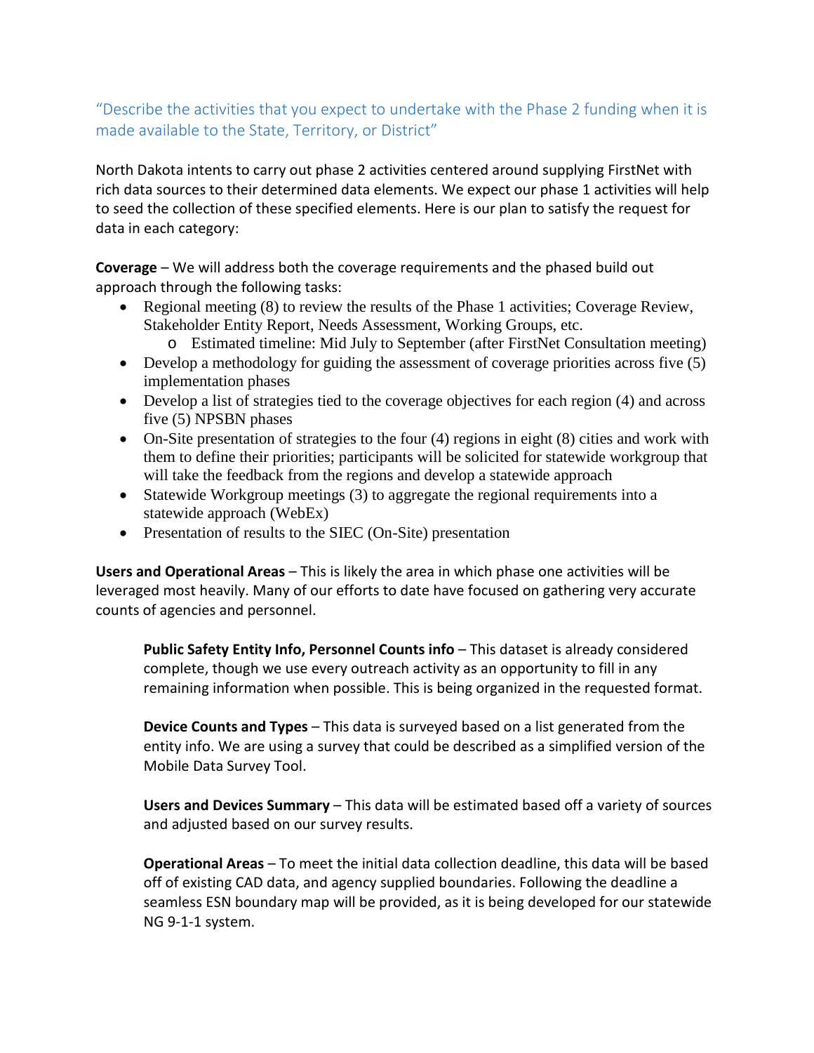"Describe the activities that you expect to undertake with the Phase 2 funding when it is made available to the State, Territory, or District"

North Dakota intents to carry out phase 2 activities centered around supplying FirstNet with rich data sources to their determined data elements. We expect our phase 1 activities will help to seed the collection of these specified elements. Here is our plan to satisfy the request for data in each category:

**Coverage** – We will address both the coverage requirements and the phased build out approach through the following tasks:

- Regional meeting (8) to review the results of the Phase 1 activities; Coverage Review, Stakeholder Entity Report, Needs Assessment, Working Groups, etc.
  - Estimated timeline: Mid July to September (after FirstNet Consultation meeting)
- Develop a methodology for guiding the assessment of coverage priorities across five (5) implementation phases
- Develop a list of strategies tied to the coverage objectives for each region (4) and across five (5) NPSBN phases
- On-Site presentation of strategies to the four (4) regions in eight (8) cities and work with them to define their priorities; participants will be solicited for statewide workgroup that will take the feedback from the regions and develop a statewide approach
- Statewide Workgroup meetings (3) to aggregate the regional requirements into a statewide approach (WebEx)
- Presentation of results to the SIEC (On-Site) presentation

**Users and Operational Areas** – This is likely the area in which phase one activities will be leveraged most heavily. Many of our efforts to date have focused on gathering very accurate counts of agencies and personnel.

> **Public Safety Entity Info, Personnel Counts info** – This dataset is already considered complete, though we use every outreach activity as an opportunity to fill in any remaining information when possible. This is being organized in the requested format.
>
> **Device Counts and Types** – This data is surveyed based on a list generated from the entity info. We are using a survey that could be described as a simplified version of the Mobile Data Survey Tool.
>
> **Users and Devices Summary** – This data will be estimated based off a variety of sources and adjusted based on our survey results.
>
> **Operational Areas** – To meet the initial data collection deadline, this data will be based off of existing CAD data, and agency supplied boundaries. Following the deadline a seamless ESN boundary map will be provided, as it is being developed for our statewide NG 9-1-1 system.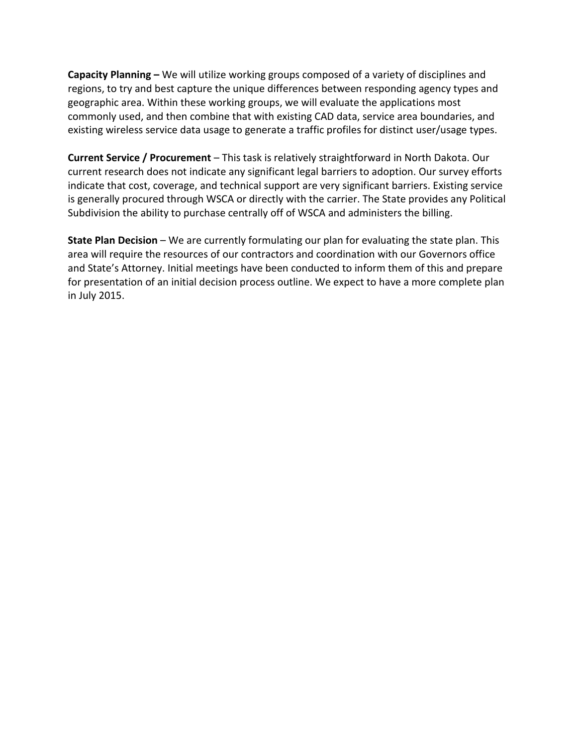**Capacity Planning –** We will utilize working groups composed of a variety of disciplines and regions, to try and best capture the unique differences between responding agency types and geographic area. Within these working groups, we will evaluate the applications most commonly used, and then combine that with existing CAD data, service area boundaries, and existing wireless service data usage to generate a traffic profiles for distinct user/usage types.

**Current Service / Procurement** – This task is relatively straightforward in North Dakota. Our current research does not indicate any significant legal barriers to adoption. Our survey efforts indicate that cost, coverage, and technical support are very significant barriers. Existing service is generally procured through WSCA or directly with the carrier. The State provides any Political Subdivision the ability to purchase centrally off of WSCA and administers the billing.

**State Plan Decision** – We are currently formulating our plan for evaluating the state plan. This area will require the resources of our contractors and coordination with our Governors office and State's Attorney. Initial meetings have been conducted to inform them of this and prepare for presentation of an initial decision process outline. We expect to have a more complete plan in July 2015.